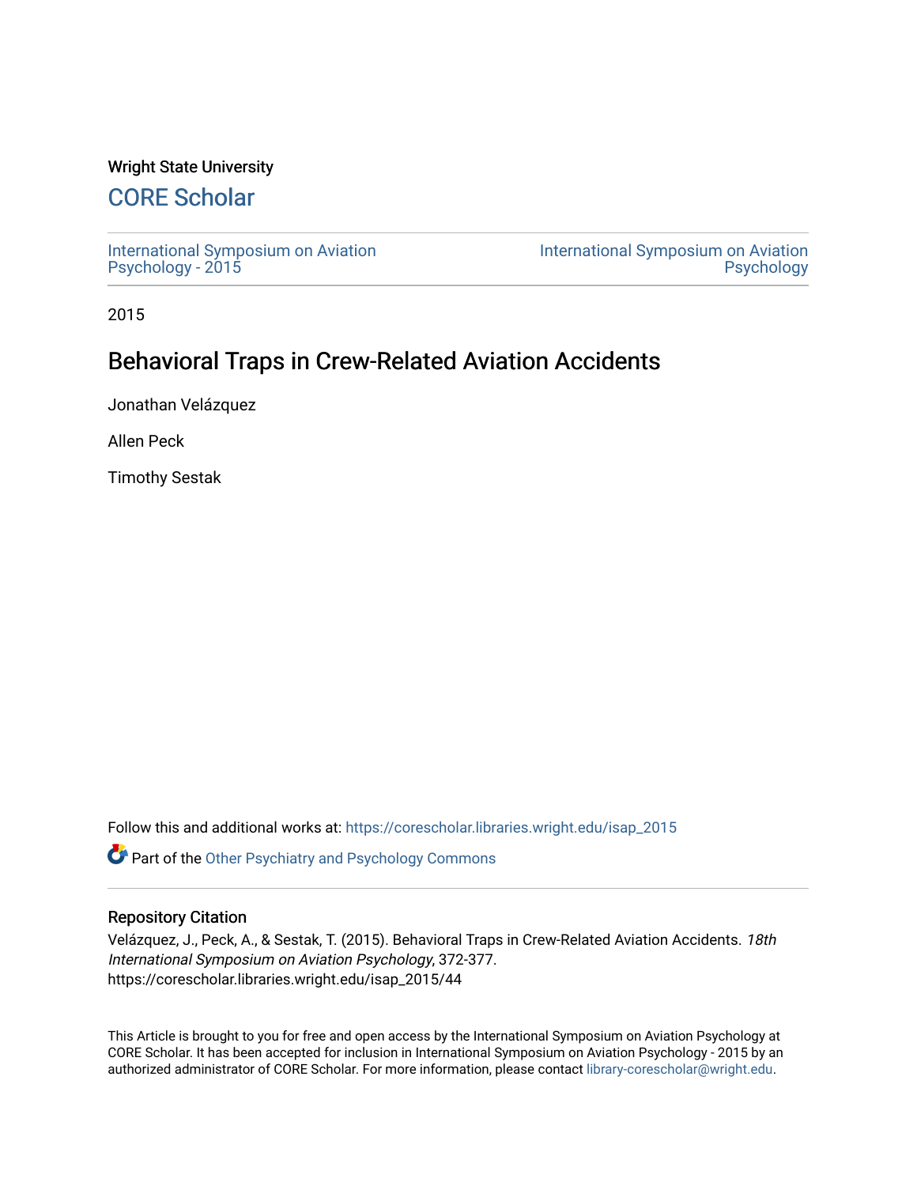Wright State University

## CORE Scholar

International Symposium on Aviation Psychology - 2015

International Symposium on Aviation Psychology

2015

# Behavioral Traps in Crew-Related Aviation Accidents

Jonathan Velázquez

Allen Peck

Timothy Sestak

Follow this and additional works at: https://corescholar.libraries.wright.edu/isap_2015

Part of the Other Psychiatry and Psychology Commons

### Repository Citation

Velázquez, J., Peck, A., & Sestak, T. (2015). Behavioral Traps in Crew-Related Aviation Accidents. *18th International Symposium on Aviation Psychology*, 372-377.
https://corescholar.libraries.wright.edu/isap_2015/44

This Article is brought to you for free and open access by the International Symposium on Aviation Psychology at CORE Scholar. It has been accepted for inclusion in International Symposium on Aviation Psychology - 2015 by an authorized administrator of CORE Scholar. For more information, please contact library-corescholar@wright.edu.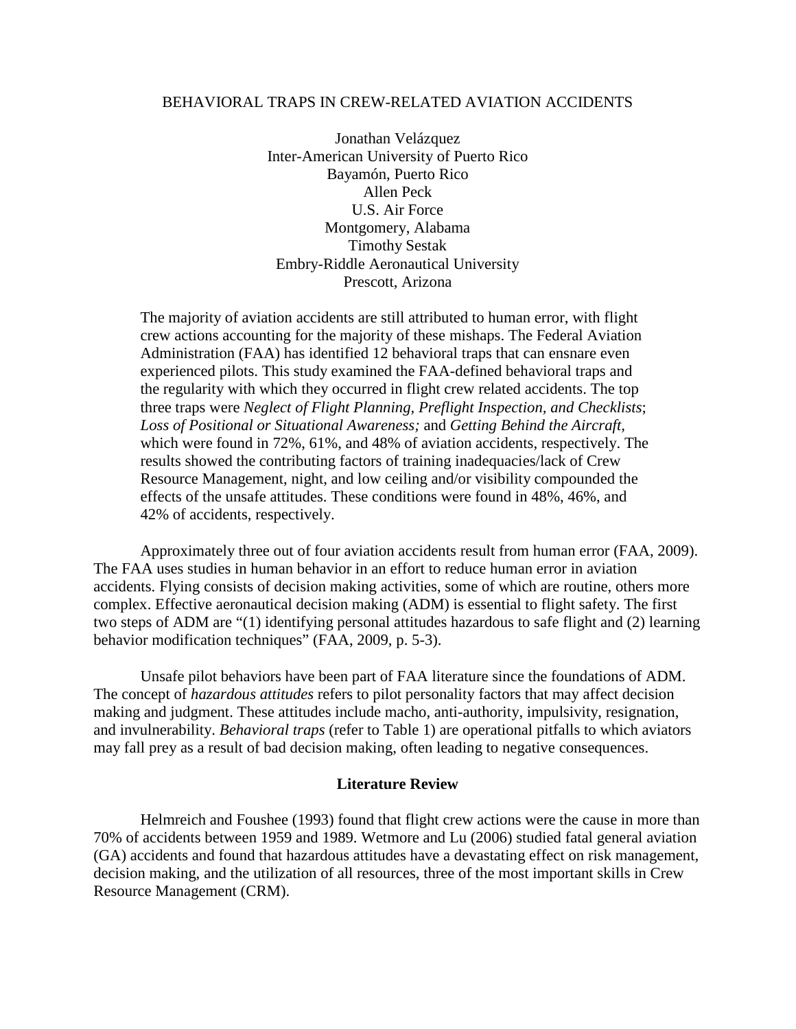# BEHAVIORAL TRAPS IN CREW-RELATED AVIATION ACCIDENTS

Jonathan Velázquez
Inter-American University of Puerto Rico
Bayamón, Puerto Rico
Allen Peck
U.S. Air Force
Montgomery, Alabama
Timothy Sestak
Embry-Riddle Aeronautical University
Prescott, Arizona

The majority of aviation accidents are still attributed to human error, with flight crew actions accounting for the majority of these mishaps. The Federal Aviation Administration (FAA) has identified 12 behavioral traps that can ensnare even experienced pilots. This study examined the FAA-defined behavioral traps and the regularity with which they occurred in flight crew related accidents. The top three traps were *Neglect of Flight Planning, Preflight Inspection, and Checklists*; *Loss of Positional or Situational Awareness;* and *Getting Behind the Aircraft,* which were found in 72%, 61%, and 48% of aviation accidents, respectively. The results showed the contributing factors of training inadequacies/lack of Crew Resource Management, night, and low ceiling and/or visibility compounded the effects of the unsafe attitudes. These conditions were found in 48%, 46%, and 42% of accidents, respectively.

Approximately three out of four aviation accidents result from human error (FAA, 2009). The FAA uses studies in human behavior in an effort to reduce human error in aviation accidents. Flying consists of decision making activities, some of which are routine, others more complex. Effective aeronautical decision making (ADM) is essential to flight safety. The first two steps of ADM are "(1) identifying personal attitudes hazardous to safe flight and (2) learning behavior modification techniques" (FAA, 2009, p. 5-3).

Unsafe pilot behaviors have been part of FAA literature since the foundations of ADM. The concept of *hazardous attitudes* refers to pilot personality factors that may affect decision making and judgment. These attitudes include macho, anti-authority, impulsivity, resignation, and invulnerability. *Behavioral traps* (refer to Table 1) are operational pitfalls to which aviators may fall prey as a result of bad decision making, often leading to negative consequences.

## Literature Review

Helmreich and Foushee (1993) found that flight crew actions were the cause in more than 70% of accidents between 1959 and 1989. Wetmore and Lu (2006) studied fatal general aviation (GA) accidents and found that hazardous attitudes have a devastating effect on risk management, decision making, and the utilization of all resources, three of the most important skills in Crew Resource Management (CRM).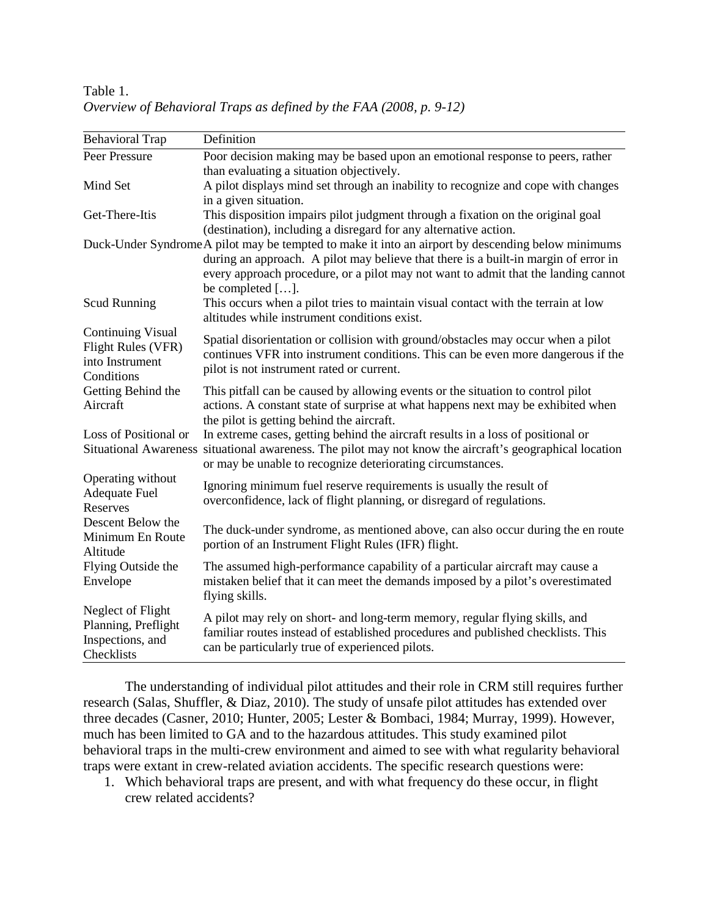Table 1.
*Overview of Behavioral Traps as defined by the FAA (2008, p. 9-12)*

| Behavioral Trap | Definition |
|---|---|
| Peer Pressure | Poor decision making may be based upon an emotional response to peers, rather than evaluating a situation objectively. |
| Mind Set | A pilot displays mind set through an inability to recognize and cope with changes in a given situation. |
| Get-There-Itis | This disposition impairs pilot judgment through a fixation on the original goal (destination), including a disregard for any alternative action. |
| Duck-Under Syndrome | A pilot may be tempted to make it into an airport by descending below minimums during an approach. A pilot may believe that there is a built-in margin of error in every approach procedure, or a pilot may not want to admit that the landing cannot be completed […]. |
| Scud Running | This occurs when a pilot tries to maintain visual contact with the terrain at low altitudes while instrument conditions exist. |
| Continuing Visual Flight Rules (VFR) into Instrument Conditions | Spatial disorientation or collision with ground/obstacles may occur when a pilot continues VFR into instrument conditions. This can be even more dangerous if the pilot is not instrument rated or current. |
| Getting Behind the Aircraft | This pitfall can be caused by allowing events or the situation to control pilot actions. A constant state of surprise at what happens next may be exhibited when the pilot is getting behind the aircraft. |
| Loss of Positional or Situational Awareness | In extreme cases, getting behind the aircraft results in a loss of positional or situational awareness. The pilot may not know the aircraft's geographical location or may be unable to recognize deteriorating circumstances. |
| Operating without Adequate Fuel Reserves | Ignoring minimum fuel reserve requirements is usually the result of overconfidence, lack of flight planning, or disregard of regulations. |
| Descent Below the Minimum En Route Altitude | The duck-under syndrome, as mentioned above, can also occur during the en route portion of an Instrument Flight Rules (IFR) flight. |
| Flying Outside the Envelope | The assumed high-performance capability of a particular aircraft may cause a mistaken belief that it can meet the demands imposed by a pilot's overestimated flying skills. |
| Neglect of Flight Planning, Preflight Inspections, and Checklists | A pilot may rely on short- and long-term memory, regular flying skills, and familiar routes instead of established procedures and published checklists. This can be particularly true of experienced pilots. |

The understanding of individual pilot attitudes and their role in CRM still requires further research (Salas, Shuffler, & Diaz, 2010). The study of unsafe pilot attitudes has extended over three decades (Casner, 2010; Hunter, 2005; Lester & Bombaci, 1984; Murray, 1999). However, much has been limited to GA and to the hazardous attitudes. This study examined pilot behavioral traps in the multi-crew environment and aimed to see with what regularity behavioral traps were extant in crew-related aviation accidents. The specific research questions were:

1. Which behavioral traps are present, and with what frequency do these occur, in flight crew related accidents?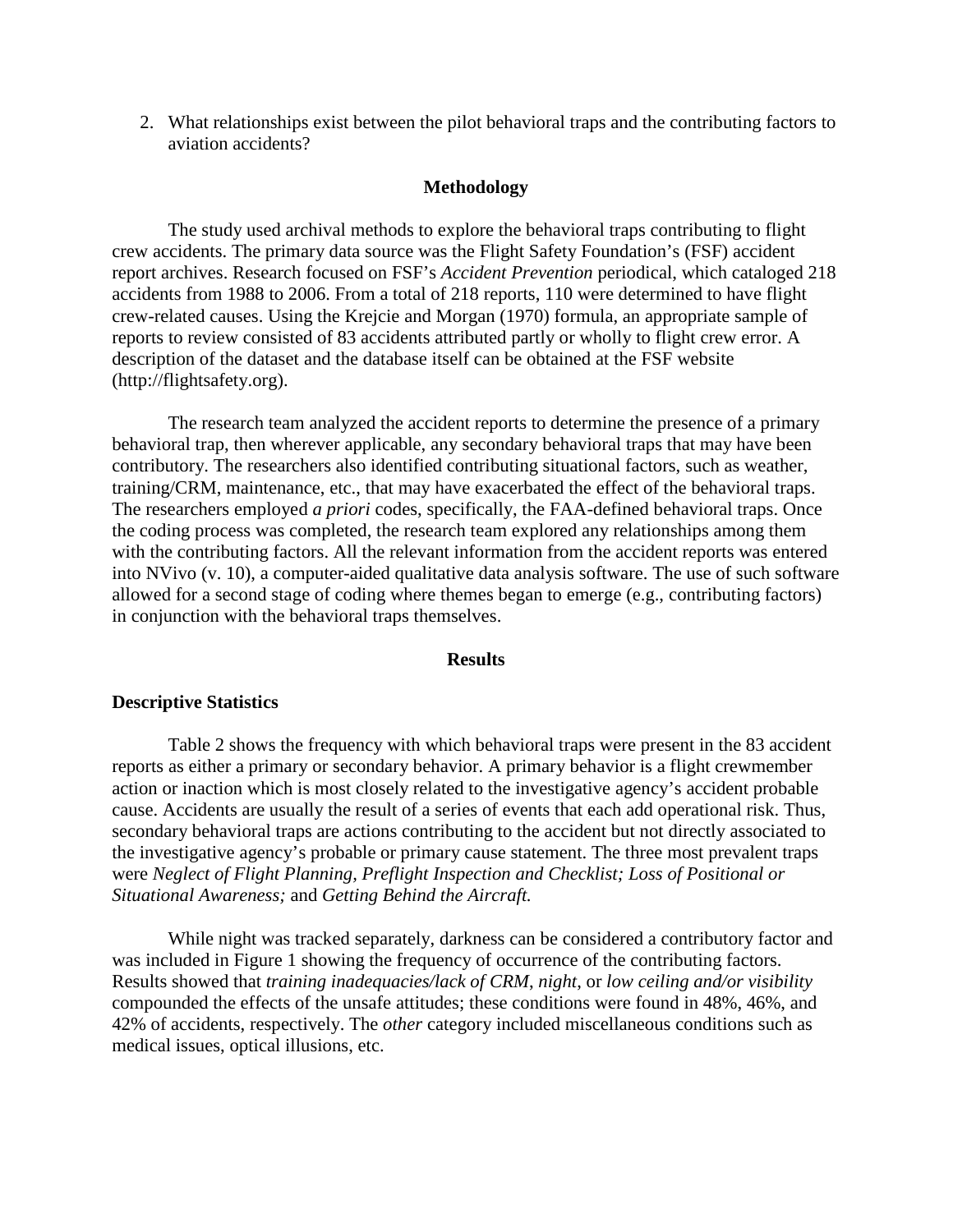2. What relationships exist between the pilot behavioral traps and the contributing factors to aviation accidents?

## Methodology

The study used archival methods to explore the behavioral traps contributing to flight crew accidents. The primary data source was the Flight Safety Foundation's (FSF) accident report archives. Research focused on FSF's *Accident Prevention* periodical, which cataloged 218 accidents from 1988 to 2006. From a total of 218 reports, 110 were determined to have flight crew-related causes. Using the Krejcie and Morgan (1970) formula, an appropriate sample of reports to review consisted of 83 accidents attributed partly or wholly to flight crew error. A description of the dataset and the database itself can be obtained at the FSF website (http://flightsafety.org).

The research team analyzed the accident reports to determine the presence of a primary behavioral trap, then wherever applicable, any secondary behavioral traps that may have been contributory. The researchers also identified contributing situational factors, such as weather, training/CRM, maintenance, etc., that may have exacerbated the effect of the behavioral traps. The researchers employed *a priori* codes, specifically, the FAA-defined behavioral traps. Once the coding process was completed, the research team explored any relationships among them with the contributing factors. All the relevant information from the accident reports was entered into NVivo (v. 10), a computer-aided qualitative data analysis software. The use of such software allowed for a second stage of coding where themes began to emerge (e.g., contributing factors) in conjunction with the behavioral traps themselves.

## Results

### Descriptive Statistics

Table 2 shows the frequency with which behavioral traps were present in the 83 accident reports as either a primary or secondary behavior. A primary behavior is a flight crewmember action or inaction which is most closely related to the investigative agency's accident probable cause. Accidents are usually the result of a series of events that each add operational risk. Thus, secondary behavioral traps are actions contributing to the accident but not directly associated to the investigative agency's probable or primary cause statement. The three most prevalent traps were *Neglect of Flight Planning, Preflight Inspection and Checklist; Loss of Positional or Situational Awareness;* and *Getting Behind the Aircraft.*

While night was tracked separately, darkness can be considered a contributory factor and was included in Figure 1 showing the frequency of occurrence of the contributing factors. Results showed that *training inadequacies/lack of CRM*, *night*, or *low ceiling and/or visibility* compounded the effects of the unsafe attitudes; these conditions were found in 48%, 46%, and 42% of accidents, respectively. The *other* category included miscellaneous conditions such as medical issues, optical illusions, etc.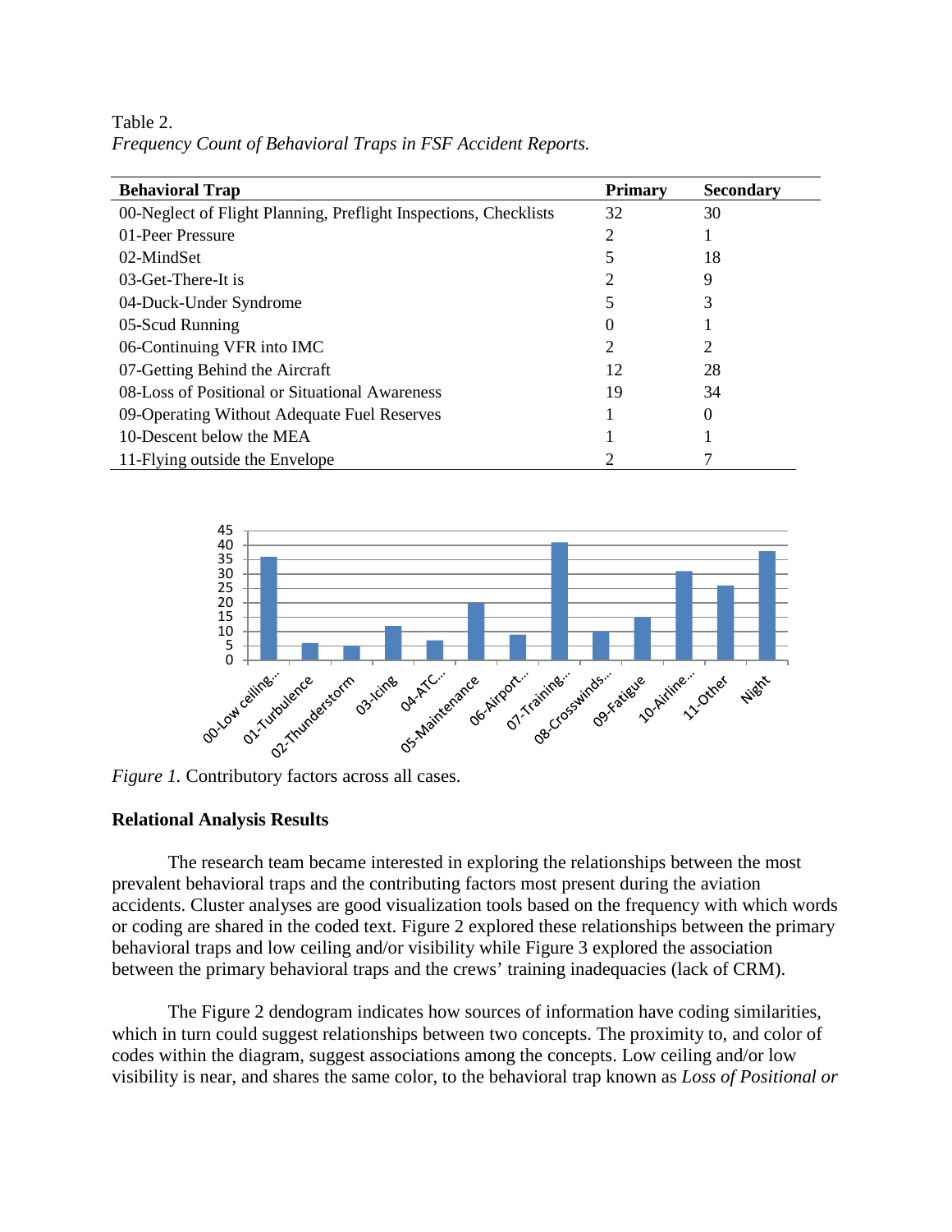Table 2.
*Frequency Count of Behavioral Traps in FSF Accident Reports.*

| Behavioral Trap | Primary | Secondary |
|---|---|---|
| 00-Neglect of Flight Planning, Preflight Inspections, Checklists | 32 | 30 |
| 01-Peer Pressure | 2 | 1 |
| 02-MindSet | 5 | 18 |
| 03-Get-There-It is | 2 | 9 |
| 04-Duck-Under Syndrome | 5 | 3 |
| 05-Scud Running | 0 | 1 |
| 06-Continuing VFR into IMC | 2 | 2 |
| 07-Getting Behind the Aircraft | 12 | 28 |
| 08-Loss of Positional or Situational Awareness | 19 | 34 |
| 09-Operating Without Adequate Fuel Reserves | 1 | 0 |
| 10-Descent below the MEA | 1 | 1 |
| 11-Flying outside the Envelope | 2 | 7 |

*Figure 1.* Contributory factors across all cases.

## Relational Analysis Results

The research team became interested in exploring the relationships between the most prevalent behavioral traps and the contributing factors most present during the aviation accidents. Cluster analyses are good visualization tools based on the frequency with which words or coding are shared in the coded text. Figure 2 explored these relationships between the primary behavioral traps and low ceiling and/or visibility while Figure 3 explored the association between the primary behavioral traps and the crews' training inadequacies (lack of CRM).

The Figure 2 dendogram indicates how sources of information have coding similarities, which in turn could suggest relationships between two concepts. The proximity to, and color of codes within the diagram, suggest associations among the concepts. Low ceiling and/or low visibility is near, and shares the same color, to the behavioral trap known as *Loss of Positional or*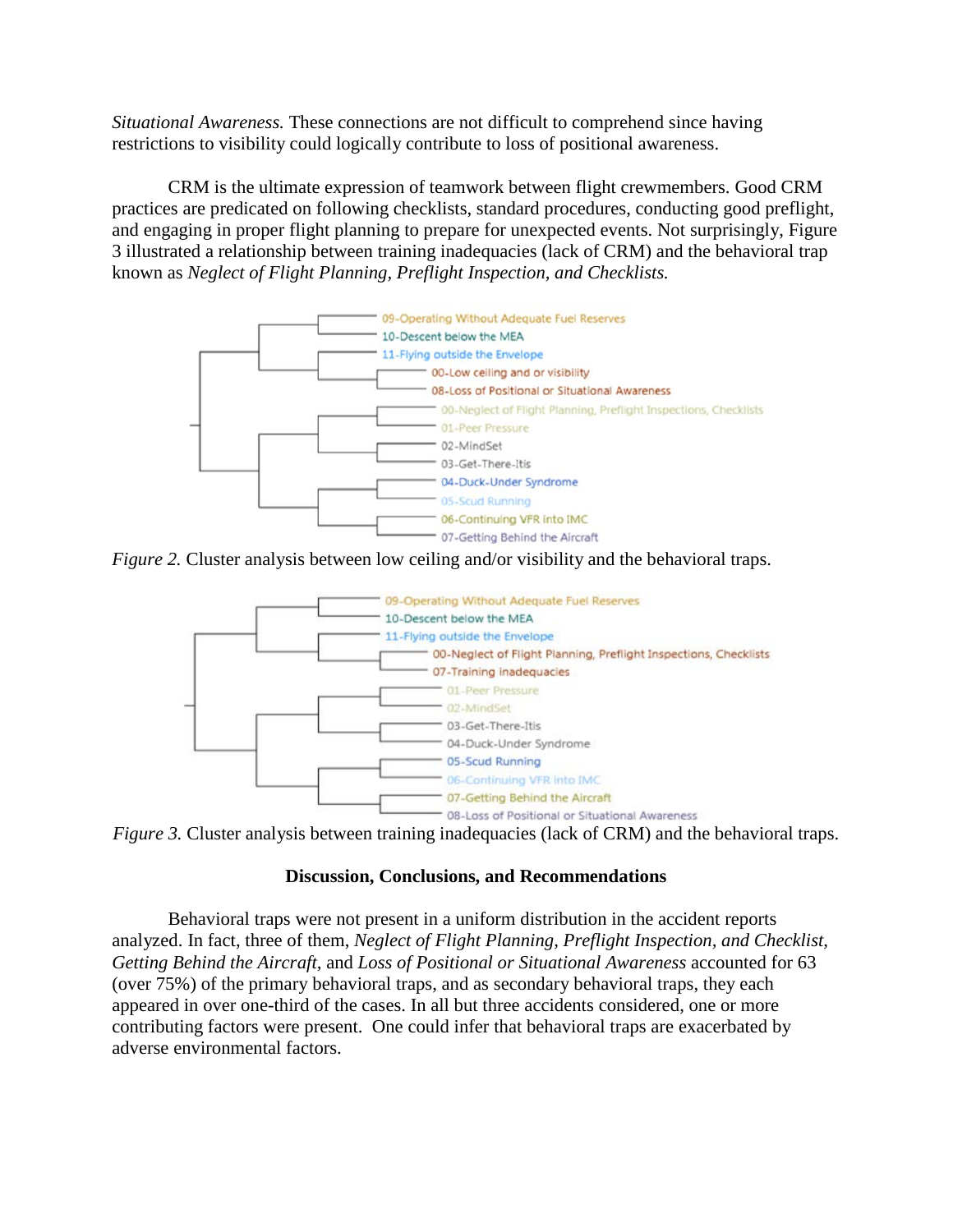*Situational Awareness.* These connections are not difficult to comprehend since having restrictions to visibility could logically contribute to loss of positional awareness.

CRM is the ultimate expression of teamwork between flight crewmembers. Good CRM practices are predicated on following checklists, standard procedures, conducting good preflight, and engaging in proper flight planning to prepare for unexpected events. Not surprisingly, Figure 3 illustrated a relationship between training inadequacies (lack of CRM) and the behavioral trap known as *Neglect of Flight Planning, Preflight Inspection, and Checklists.*

*Figure 2.* Cluster analysis between low ceiling and/or visibility and the behavioral traps.

*Figure 3.* Cluster analysis between training inadequacies (lack of CRM) and the behavioral traps.

## Discussion, Conclusions, and Recommendations

Behavioral traps were not present in a uniform distribution in the accident reports analyzed. In fact, three of them, *Neglect of Flight Planning, Preflight Inspection, and Checklist, Getting Behind the Aircraft,* and *Loss of Positional or Situational Awareness* accounted for 63 (over 75%) of the primary behavioral traps, and as secondary behavioral traps, they each appeared in over one-third of the cases. In all but three accidents considered, one or more contributing factors were present. One could infer that behavioral traps are exacerbated by adverse environmental factors.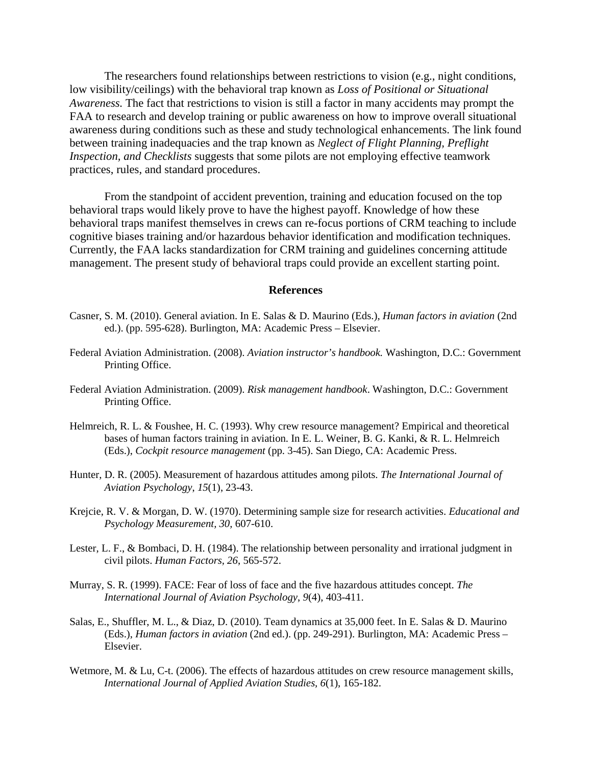The researchers found relationships between restrictions to vision (e.g., night conditions, low visibility/ceilings) with the behavioral trap known as *Loss of Positional or Situational Awareness.* The fact that restrictions to vision is still a factor in many accidents may prompt the FAA to research and develop training or public awareness on how to improve overall situational awareness during conditions such as these and study technological enhancements. The link found between training inadequacies and the trap known as *Neglect of Flight Planning, Preflight Inspection, and Checklists* suggests that some pilots are not employing effective teamwork practices, rules, and standard procedures.

From the standpoint of accident prevention, training and education focused on the top behavioral traps would likely prove to have the highest payoff. Knowledge of how these behavioral traps manifest themselves in crews can re-focus portions of CRM teaching to include cognitive biases training and/or hazardous behavior identification and modification techniques. Currently, the FAA lacks standardization for CRM training and guidelines concerning attitude management. The present study of behavioral traps could provide an excellent starting point.

## References

Casner, S. M. (2010). General aviation. In E. Salas & D. Maurino (Eds.), *Human factors in aviation* (2nd ed.). (pp. 595-628). Burlington, MA: Academic Press – Elsevier.

Federal Aviation Administration. (2008). *Aviation instructor's handbook.* Washington, D.C.: Government Printing Office.

Federal Aviation Administration. (2009). *Risk management handbook*. Washington, D.C.: Government Printing Office.

Helmreich, R. L. & Foushee, H. C. (1993). Why crew resource management? Empirical and theoretical bases of human factors training in aviation. In E. L. Weiner, B. G. Kanki, & R. L. Helmreich (Eds.), *Cockpit resource management* (pp. 3-45). San Diego, CA: Academic Press.

Hunter, D. R. (2005). Measurement of hazardous attitudes among pilots. *The International Journal of Aviation Psychology*, *15*(1), 23-43.

Krejcie, R. V. & Morgan, D. W. (1970). Determining sample size for research activities. *Educational and Psychology Measurement, 30,* 607-610.

Lester, L. F., & Bombaci, D. H. (1984). The relationship between personality and irrational judgment in civil pilots. *Human Factors*, *26*, 565-572.

Murray, S. R. (1999). FACE: Fear of loss of face and the five hazardous attitudes concept. *The International Journal of Aviation Psychology*, *9*(4), 403-411.

Salas, E., Shuffler, M. L., & Diaz, D. (2010). Team dynamics at 35,000 feet. In E. Salas & D. Maurino (Eds.), *Human factors in aviation* (2nd ed.). (pp. 249-291). Burlington, MA: Academic Press – Elsevier.

Wetmore, M. & Lu, C-t. (2006). The effects of hazardous attitudes on crew resource management skills, *International Journal of Applied Aviation Studies, 6*(1), 165-182.